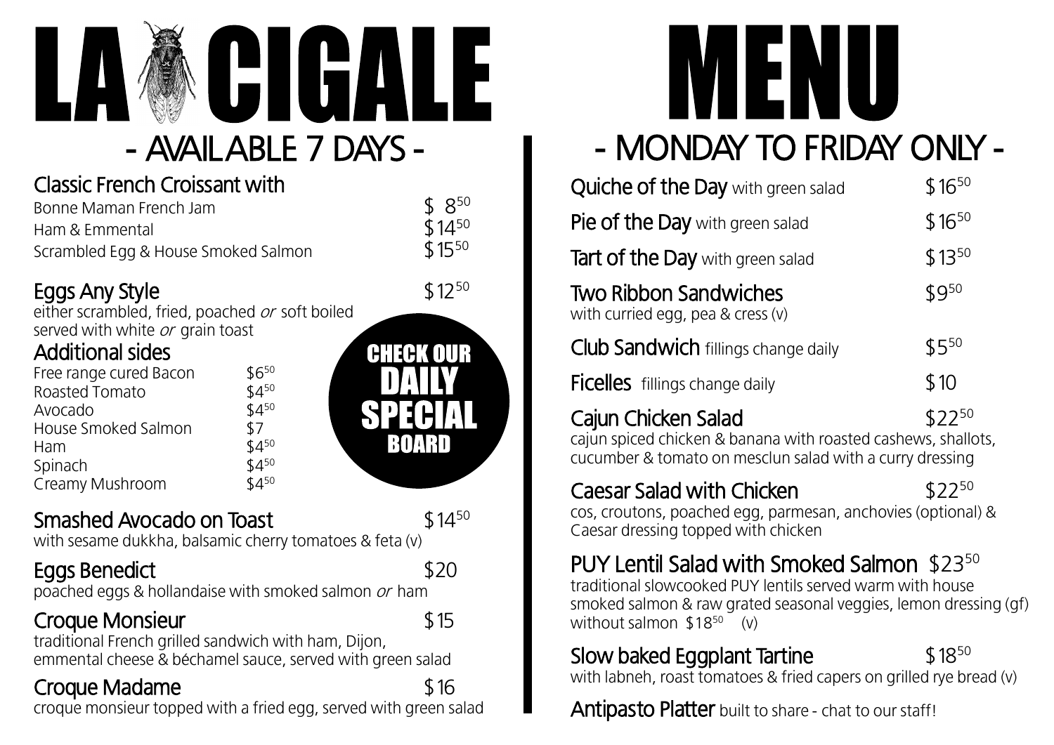# LA CIGALE MENU

## - AVAILABLE 7 DAYS -

### Classic French Croissant with

| | |
|---|---|
| Bonne Maman French Jam | $ 8.50 |
| Ham & Emmental | $14.50 |
| Scrambled Egg & House Smoked Salmon | $15.50 |

### Eggs Any Style $12.50

either scrambled, fried, poached *or* soft boiled
served with white *or* grain toast

### Additional sides

| | |
|---|---|
| Free range cured Bacon | $6.50 |
| Roasted Tomato | $4.50 |
| Avocado | $4.50 |
| House Smoked Salmon | $7 |
| Ham | $4.50 |
| Spinach | $4.50 |
| Creamy Mushroom | $4.50 |

**CHECK OUR DAILY SPECIAL BOARD**

### Smashed Avocado on Toast $14.50

with sesame dukkha, balsamic cherry tomatoes & feta (v)

### Eggs Benedict $20

poached eggs & hollandaise with smoked salmon *or* ham

### Croque Monsieur $15

traditional French grilled sandwich with ham, Dijon, emmental cheese & béchamel sauce, served with green salad

### Croque Madame $16

croque monsieur topped with a fried egg, served with green salad

## - MONDAY TO FRIDAY ONLY -

**Quiche of the Day** with green salad $16.50

**Pie of the Day** with green salad $16.50

**Tart of the Day** with green salad $13.50

**Two Ribbon Sandwiches** $9.50
with curried egg, pea & cress (v)

**Club Sandwich** fillings change daily $5.50

**Ficelles** fillings change daily $10

**Cajun Chicken Salad** $22.50
cajun spiced chicken & banana with roasted cashews, shallots, cucumber & tomato on mesclun salad with a curry dressing

**Caesar Salad with Chicken** $22.50
cos, croutons, poached egg, parmesan, anchovies (optional) & Caesar dressing topped with chicken

**PUY Lentil Salad with Smoked Salmon** $23.50
traditional slowcooked PUY lentils served warm with house smoked salmon & raw grated seasonal veggies, lemon dressing (gf)
without salmon $18.50 (v)

**Slow baked Eggplant Tartine** $18.50
with labneh, roast tomatoes & fried capers on grilled rye bread (v)

**Antipasto Platter** built to share - chat to our staff!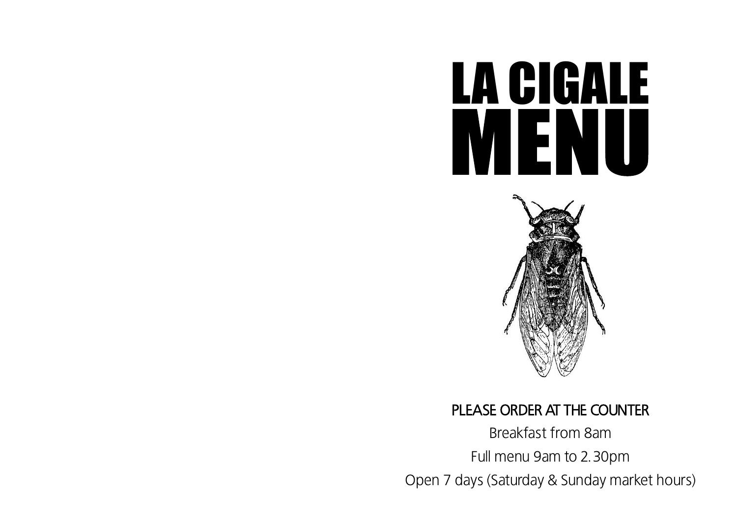# LA CIGALE MENU

**PLEASE ORDER AT THE COUNTER**

Breakfast from 8am

Full menu 9am to 2.30pm

Open 7 days (Saturday & Sunday market hours)